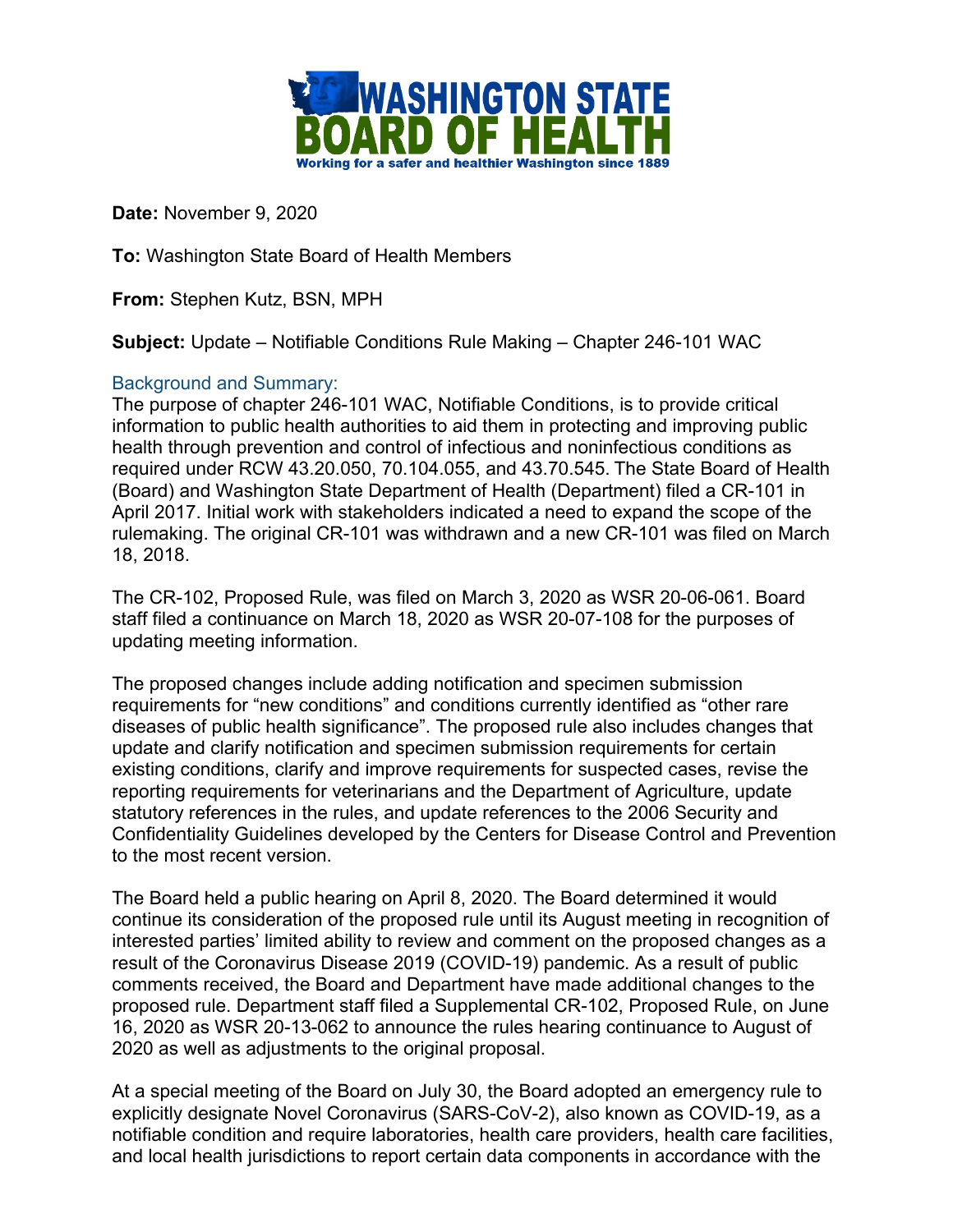# WASHINGTON STATE BOARD OF HEALTH

Working for a safer and healthier Washington since 1889

**Date:** November 9, 2020

**To:** Washington State Board of Health Members

**From:** Stephen Kutz, BSN, MPH

**Subject:** Update – Notifiable Conditions Rule Making – Chapter 246-101 WAC

## Background and Summary:

The purpose of chapter 246-101 WAC, Notifiable Conditions, is to provide critical information to public health authorities to aid them in protecting and improving public health through prevention and control of infectious and noninfectious conditions as required under RCW 43.20.050, 70.104.055, and 43.70.545. The State Board of Health (Board) and Washington State Department of Health (Department) filed a CR-101 in April 2017. Initial work with stakeholders indicated a need to expand the scope of the rulemaking. The original CR-101 was withdrawn and a new CR-101 was filed on March 18, 2018.

The CR-102, Proposed Rule, was filed on March 3, 2020 as WSR 20-06-061. Board staff filed a continuance on March 18, 2020 as WSR 20-07-108 for the purposes of updating meeting information.

The proposed changes include adding notification and specimen submission requirements for "new conditions" and conditions currently identified as "other rare diseases of public health significance". The proposed rule also includes changes that update and clarify notification and specimen submission requirements for certain existing conditions, clarify and improve requirements for suspected cases, revise the reporting requirements for veterinarians and the Department of Agriculture, update statutory references in the rules, and update references to the 2006 Security and Confidentiality Guidelines developed by the Centers for Disease Control and Prevention to the most recent version.

The Board held a public hearing on April 8, 2020. The Board determined it would continue its consideration of the proposed rule until its August meeting in recognition of interested parties' limited ability to review and comment on the proposed changes as a result of the Coronavirus Disease 2019 (COVID-19) pandemic. As a result of public comments received, the Board and Department have made additional changes to the proposed rule. Department staff filed a Supplemental CR-102, Proposed Rule, on June 16, 2020 as WSR 20-13-062 to announce the rules hearing continuance to August of 2020 as well as adjustments to the original proposal.

At a special meeting of the Board on July 30, the Board adopted an emergency rule to explicitly designate Novel Coronavirus (SARS-CoV-2), also known as COVID-19, as a notifiable condition and require laboratories, health care providers, health care facilities, and local health jurisdictions to report certain data components in accordance with the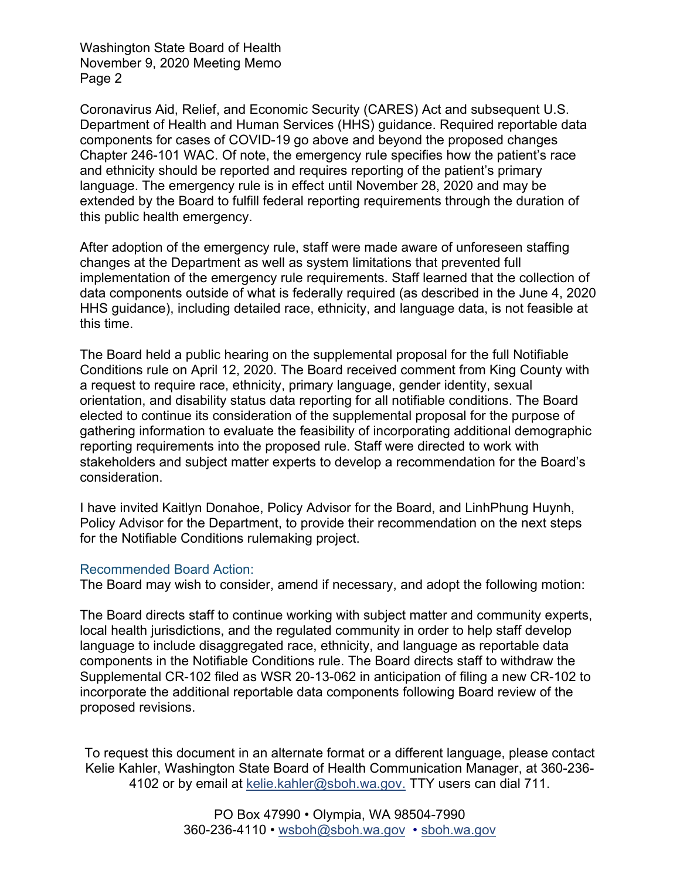Coronavirus Aid, Relief, and Economic Security (CARES) Act and subsequent U.S. Department of Health and Human Services (HHS) guidance. Required reportable data components for cases of COVID-19 go above and beyond the proposed changes Chapter 246-101 WAC. Of note, the emergency rule specifies how the patient's race and ethnicity should be reported and requires reporting of the patient's primary language. The emergency rule is in effect until November 28, 2020 and may be extended by the Board to fulfill federal reporting requirements through the duration of this public health emergency.

After adoption of the emergency rule, staff were made aware of unforeseen staffing changes at the Department as well as system limitations that prevented full implementation of the emergency rule requirements. Staff learned that the collection of data components outside of what is federally required (as described in the June 4, 2020 HHS guidance), including detailed race, ethnicity, and language data, is not feasible at this time.

The Board held a public hearing on the supplemental proposal for the full Notifiable Conditions rule on April 12, 2020. The Board received comment from King County with a request to require race, ethnicity, primary language, gender identity, sexual orientation, and disability status data reporting for all notifiable conditions. The Board elected to continue its consideration of the supplemental proposal for the purpose of gathering information to evaluate the feasibility of incorporating additional demographic reporting requirements into the proposed rule. Staff were directed to work with stakeholders and subject matter experts to develop a recommendation for the Board's consideration.

I have invited Kaitlyn Donahoe, Policy Advisor for the Board, and LinhPhung Huynh, Policy Advisor for the Department, to provide their recommendation on the next steps for the Notifiable Conditions rulemaking project.

### Recommended Board Action:

The Board may wish to consider, amend if necessary, and adopt the following motion:

The Board directs staff to continue working with subject matter and community experts, local health jurisdictions, and the regulated community in order to help staff develop language to include disaggregated race, ethnicity, and language as reportable data components in the Notifiable Conditions rule. The Board directs staff to withdraw the Supplemental CR-102 filed as WSR 20-13-062 in anticipation of filing a new CR-102 to incorporate the additional reportable data components following Board review of the proposed revisions.

To request this document in an alternate format or a different language, please contact Kelie Kahler, Washington State Board of Health Communication Manager, at 360-236-4102 or by email at kelie.kahler@sboh.wa.gov. TTY users can dial 711.

PO Box 47990 • Olympia, WA 98504-7990
360-236-4110 • wsboh@sboh.wa.gov • sboh.wa.gov